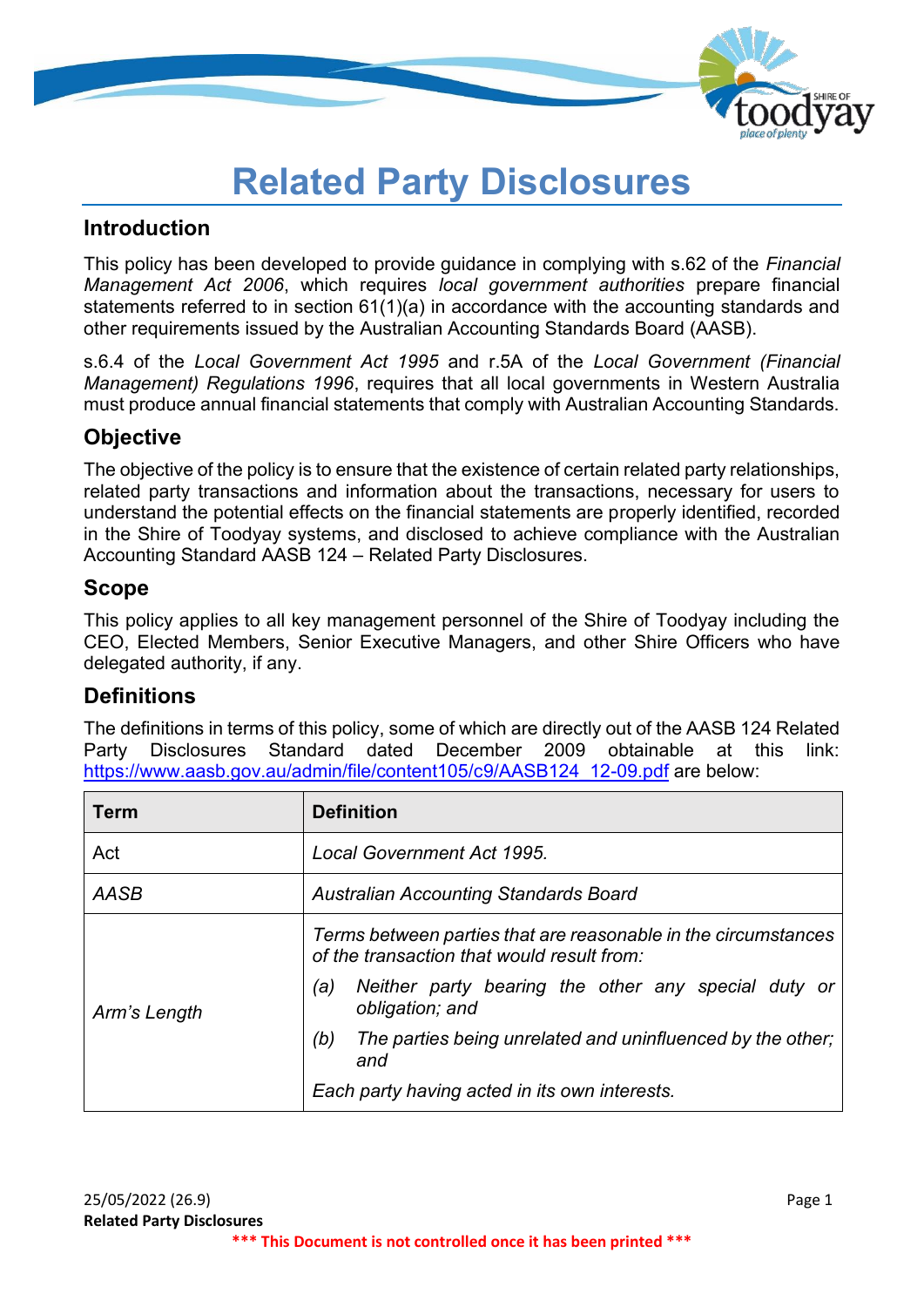# Related Party Disclosures

## Introduction

This policy has been developed to provide guidance in complying with s.62 of the *Financial Management Act 2006*, which requires *local government authorities* prepare financial statements referred to in section 61(1)(a) in accordance with the accounting standards and other requirements issued by the Australian Accounting Standards Board (AASB).

s.6.4 of the *Local Government Act 1995* and r.5A of the *Local Government (Financial Management) Regulations 1996*, requires that all local governments in Western Australia must produce annual financial statements that comply with Australian Accounting Standards.

## Objective

The objective of the policy is to ensure that the existence of certain related party relationships, related party transactions and information about the transactions, necessary for users to understand the potential effects on the financial statements are properly identified, recorded in the Shire of Toodyay systems, and disclosed to achieve compliance with the Australian Accounting Standard AASB 124 – Related Party Disclosures.

## Scope

This policy applies to all key management personnel of the Shire of Toodyay including the CEO, Elected Members, Senior Executive Managers, and other Shire Officers who have delegated authority, if any.

## Definitions

The definitions in terms of this policy, some of which are directly out of the AASB 124 Related Party Disclosures Standard dated December 2009 obtainable at this link: https://www.aasb.gov.au/admin/file/content105/c9/AASB124_12-09.pdf are below:

| Term | Definition |
|---|---|
| Act | *Local Government Act 1995.* |
| *AASB* | *Australian Accounting Standards Board* |
| *Arm's Length* | *Terms between parties that are reasonable in the circumstances of the transaction that would result from:*<br>*(a) Neither party bearing the other any special duty or obligation; and*<br>*(b) The parties being unrelated and uninfluenced by the other; and*<br>*Each party having acted in its own interests.* |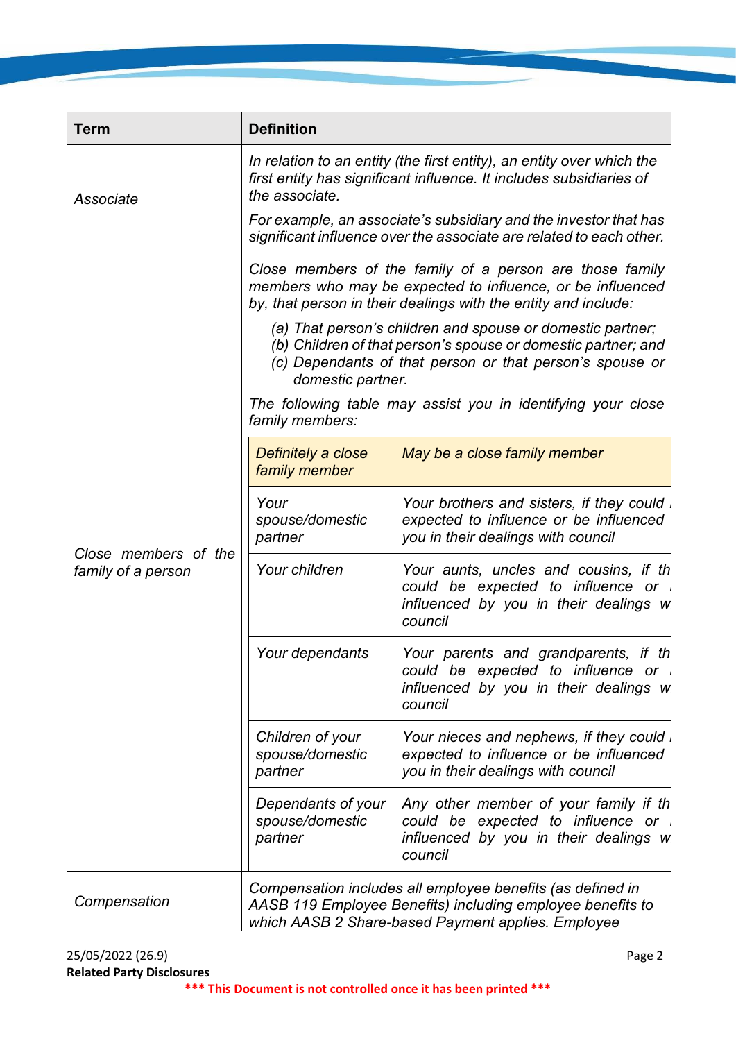| Term | Definition |
|---|---|
| *Associate* | *In relation to an entity (the first entity), an entity over which the first entity has significant influence. It includes subsidiaries of the associate.*<br><br>*For example, an associate's subsidiary and the investor that has significant influence over the associate are related to each other.* |
| *Close members of the family of a person* | *Close members of the family of a person are those family members who may be expected to influence, or be influenced by, that person in their dealings with the entity and include:*<br><br>*(a) That person's children and spouse or domestic partner;*<br>*(b) Children of that person's spouse or domestic partner; and*<br>*(c) Dependants of that person or that person's spouse or domestic partner.*<br><br>*The following table may assist you in identifying your close family members:* |
| *Compensation* | *Compensation includes all employee benefits (as defined in AASB 119 Employee Benefits) including employee benefits to which AASB 2 Share-based Payment applies. Employee* |

| *Definitely a close family member* | *May be a close family member* |
|---|---|
| *Your spouse/domestic partner* | *Your brothers and sisters, if they could be expected to influence or be influenced by you in their dealings with council* |
| *Your children* | *Your aunts, uncles and cousins, if they could be expected to influence or be influenced by you in their dealings with council* |
| *Your dependants* | *Your parents and grandparents, if they could be expected to influence or be influenced by you in their dealings with council* |
| *Children of your spouse/domestic partner* | *Your nieces and nephews, if they could be expected to influence or be influenced by you in their dealings with council* |
| *Dependants of your spouse/domestic partner* | *Any other member of your family if they could be expected to influence or be influenced by you in their dealings with council* |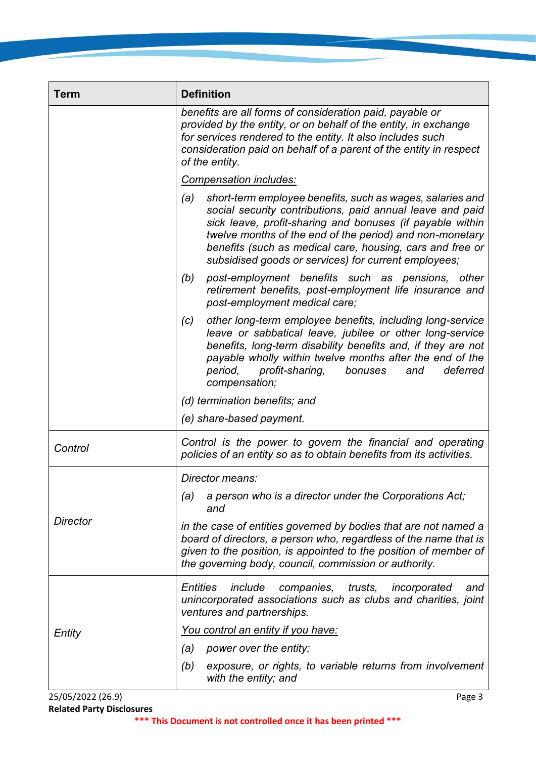| Term | Definition |
| --- | --- |
| | *benefits are all forms of consideration paid, payable or provided by the entity, or on behalf of the entity, in exchange for services rendered to the entity. It also includes such consideration paid on behalf of a parent of the entity in respect of the entity.*<br><br>*Compensation includes:*<br><br>*(a) short-term employee benefits, such as wages, salaries and social security contributions, paid annual leave and paid sick leave, profit-sharing and bonuses (if payable within twelve months of the end of the period) and non-monetary benefits (such as medical care, housing, cars and free or subsidised goods or services) for current employees;*<br><br>*(b) post-employment benefits such as pensions, other retirement benefits, post-employment life insurance and post-employment medical care;*<br><br>*(c) other long-term employee benefits, including long-service leave or sabbatical leave, jubilee or other long-service benefits, long-term disability benefits and, if they are not payable wholly within twelve months after the end of the period, profit-sharing, bonuses and deferred compensation;*<br><br>*(d) termination benefits; and*<br><br>*(e) share-based payment.* |
| *Control* | *Control is the power to govern the financial and operating policies of an entity so as to obtain benefits from its activities.* |
| *Director* | *Director means:*<br><br>*(a) a person who is a director under the Corporations Act; and*<br><br>*in the case of entities governed by bodies that are not named a board of directors, a person who, regardless of the name that is given to the position, is appointed to the position of member of the governing body, council, commission or authority.* |
| *Entity* | *Entities include companies, trusts, incorporated and unincorporated associations such as clubs and charities, joint ventures and partnerships.*<br><br>*You control an entity if you have:*<br><br>*(a) power over the entity;*<br><br>*(b) exposure, or rights, to variable returns from involvement with the entity; and* |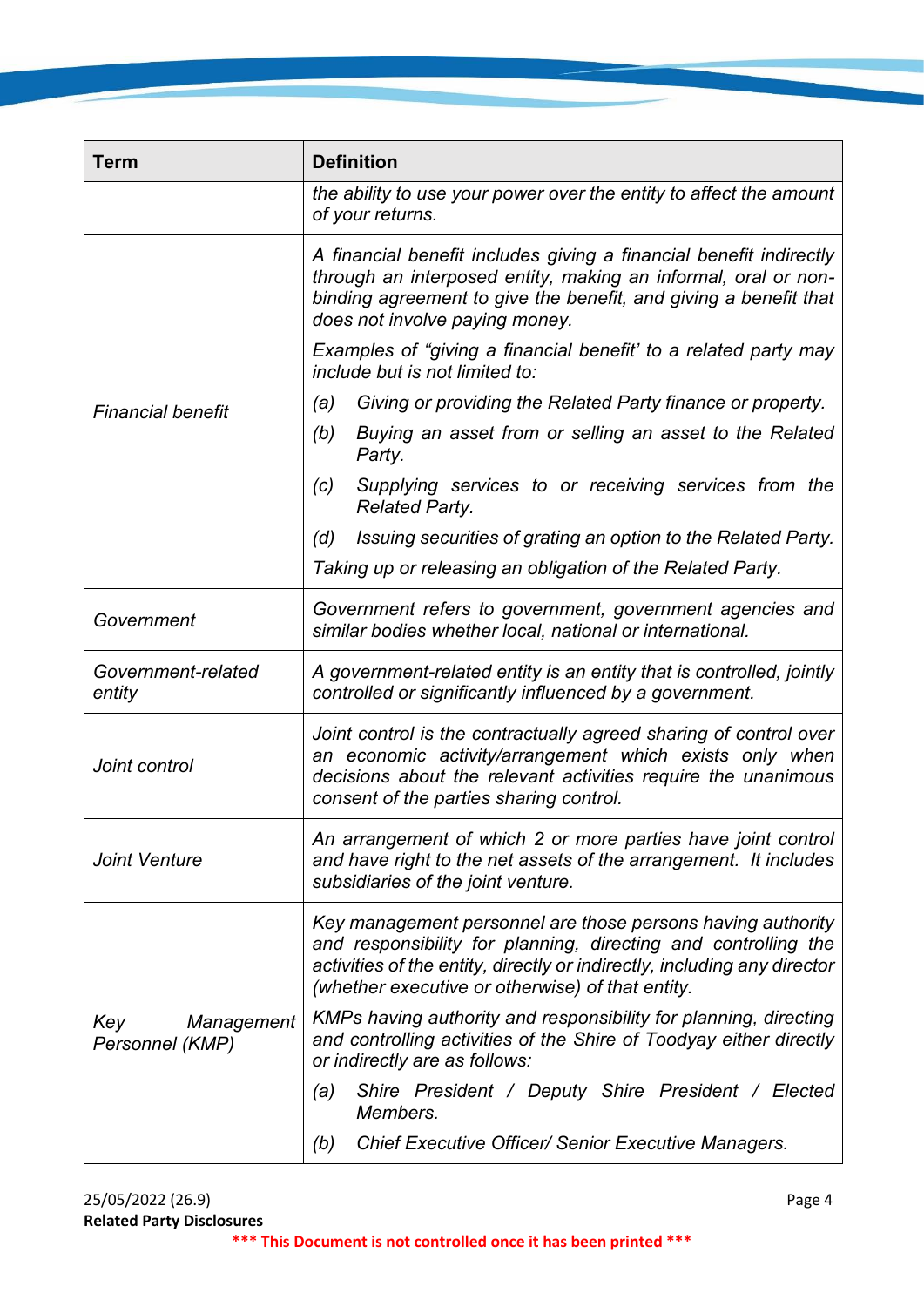| Term | Definition |
| --- | --- |
| | *the ability to use your power over the entity to affect the amount of your returns.* |
| *Financial benefit* | *A financial benefit includes giving a financial benefit indirectly through an interposed entity, making an informal, oral or non-binding agreement to give the benefit, and giving a benefit that does not involve paying money.*<br><br>*Examples of "giving a financial benefit' to a related party may include but is not limited to:*<br><br>*(a) Giving or providing the Related Party finance or property.*<br><br>*(b) Buying an asset from or selling an asset to the Related Party.*<br><br>*(c) Supplying services to or receiving services from the Related Party.*<br><br>*(d) Issuing securities of grating an option to the Related Party.*<br><br>*Taking up or releasing an obligation of the Related Party.* |
| *Government* | *Government refers to government, government agencies and similar bodies whether local, national or international.* |
| *Government-related entity* | *A government-related entity is an entity that is controlled, jointly controlled or significantly influenced by a government.* |
| *Joint control* | *Joint control is the contractually agreed sharing of control over an economic activity/arrangement which exists only when decisions about the relevant activities require the unanimous consent of the parties sharing control.* |
| *Joint Venture* | *An arrangement of which 2 or more parties have joint control and have right to the net assets of the arrangement. It includes subsidiaries of the joint venture.* |
| *Key Management Personnel (KMP)* | *Key management personnel are those persons having authority and responsibility for planning, directing and controlling the activities of the entity, directly or indirectly, including any director (whether executive or otherwise) of that entity.*<br><br>*KMPs having authority and responsibility for planning, directing and controlling activities of the Shire of Toodyay either directly or indirectly are as follows:*<br><br>*(a) Shire President / Deputy Shire President / Elected Members.*<br><br>*(b) Chief Executive Officer/ Senior Executive Managers.* |

25/05/2022 (26.9)
**Related Party Disclosures**
**\*\*\* This Document is not controlled once it has been printed \*\*\***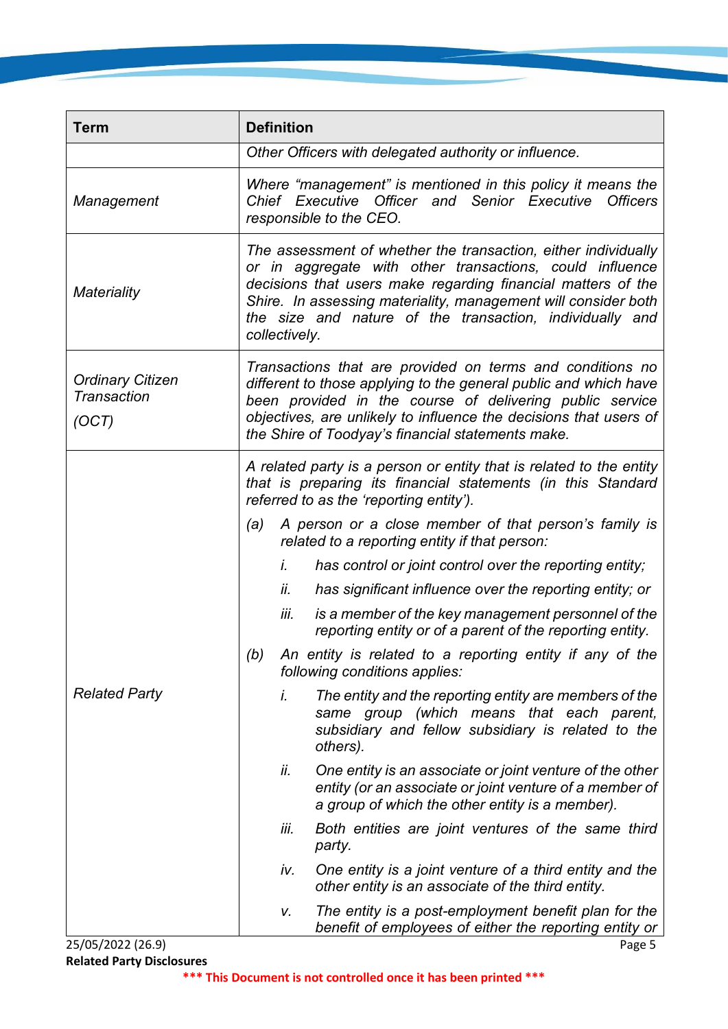| Term | Definition |
|---|---|
| | *Other Officers with delegated authority or influence.* |
| *Management* | *Where "management" is mentioned in this policy it means the Chief Executive Officer and Senior Executive Officers responsible to the CEO.* |
| *Materiality* | *The assessment of whether the transaction, either individually or in aggregate with other transactions, could influence decisions that users make regarding financial matters of the Shire. In assessing materiality, management will consider both the size and nature of the transaction, individually and collectively.* |
| *Ordinary Citizen Transaction (OCT)* | *Transactions that are provided on terms and conditions no different to those applying to the general public and which have been provided in the course of delivering public service objectives, are unlikely to influence the decisions that users of the Shire of Toodyay's financial statements make.* |
| *Related Party* | *A related party is a person or entity that is related to the entity that is preparing its financial statements (in this Standard referred to as the 'reporting entity').* <br> *(a) A person or a close member of that person's family is related to a reporting entity if that person:* <br> *i. has control or joint control over the reporting entity;* <br> *ii. has significant influence over the reporting entity; or* <br> *iii. is a member of the key management personnel of the reporting entity or of a parent of the reporting entity.* <br> *(b) An entity is related to a reporting entity if any of the following conditions applies:* <br> *i. The entity and the reporting entity are members of the same group (which means that each parent, subsidiary and fellow subsidiary is related to the others).* <br> *ii. One entity is an associate or joint venture of the other entity (or an associate or joint venture of a member of a group of which the other entity is a member).* <br> *iii. Both entities are joint ventures of the same third party.* <br> *iv. One entity is a joint venture of a third entity and the other entity is an associate of the third entity.* <br> *v. The entity is a post-employment benefit plan for the benefit of employees of either the reporting entity or* |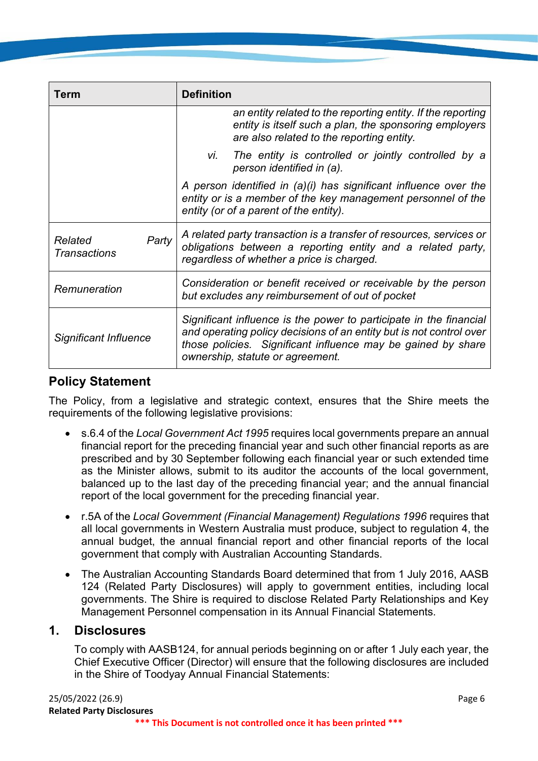| Term | Definition |
| --- | --- |
| | *an entity related to the reporting entity. If the reporting entity is itself such a plan, the sponsoring employers are also related to the reporting entity.*<br>*vi. The entity is controlled or jointly controlled by a person identified in (a).*<br>*A person identified in (a)(i) has significant influence over the entity or is a member of the key management personnel of the entity (or of a parent of the entity).* |
| *Related Party Transactions* | *A related party transaction is a transfer of resources, services or obligations between a reporting entity and a related party, regardless of whether a price is charged.* |
| *Remuneration* | *Consideration or benefit received or receivable by the person but excludes any reimbursement of out of pocket* |
| *Significant Influence* | *Significant influence is the power to participate in the financial and operating policy decisions of an entity but is not control over those policies. Significant influence may be gained by share ownership, statute or agreement.* |

## Policy Statement

The Policy, from a legislative and strategic context, ensures that the Shire meets the requirements of the following legislative provisions:

- s.6.4 of the *Local Government Act 1995* requires local governments prepare an annual financial report for the preceding financial year and such other financial reports as are prescribed and by 30 September following each financial year or such extended time as the Minister allows, submit to its auditor the accounts of the local government, balanced up to the last day of the preceding financial year; and the annual financial report of the local government for the preceding financial year.
- r.5A of the *Local Government (Financial Management) Regulations 1996* requires that all local governments in Western Australia must produce, subject to regulation 4, the annual budget, the annual financial report and other financial reports of the local government that comply with Australian Accounting Standards.
- The Australian Accounting Standards Board determined that from 1 July 2016, AASB 124 (Related Party Disclosures) will apply to government entities, including local governments. The Shire is required to disclose Related Party Relationships and Key Management Personnel compensation in its Annual Financial Statements.

## 1. Disclosures

To comply with AASB124, for annual periods beginning on or after 1 July each year, the Chief Executive Officer (Director) will ensure that the following disclosures are included in the Shire of Toodyay Annual Financial Statements: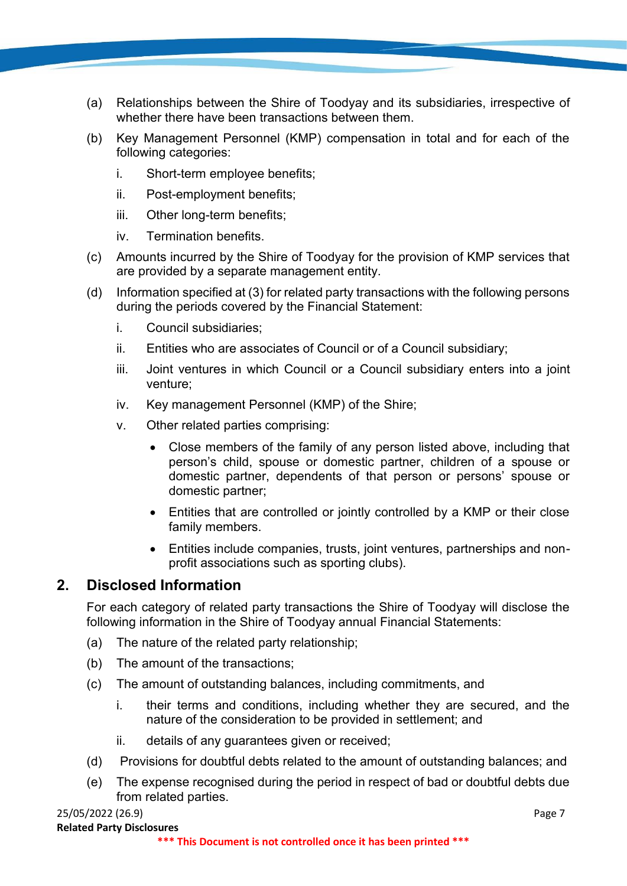(a) Relationships between the Shire of Toodyay and its subsidiaries, irrespective of whether there have been transactions between them.

(b) Key Management Personnel (KMP) compensation in total and for each of the following categories:

   i. Short-term employee benefits;

   ii. Post-employment benefits;

   iii. Other long-term benefits;

   iv. Termination benefits.

(c) Amounts incurred by the Shire of Toodyay for the provision of KMP services that are provided by a separate management entity.

(d) Information specified at (3) for related party transactions with the following persons during the periods covered by the Financial Statement:

   i. Council subsidiaries;

   ii. Entities who are associates of Council or of a Council subsidiary;

   iii. Joint ventures in which Council or a Council subsidiary enters into a joint venture;

   iv. Key management Personnel (KMP) of the Shire;

   v. Other related parties comprising:

      - Close members of the family of any person listed above, including that person's child, spouse or domestic partner, children of a spouse or domestic partner, dependents of that person or persons' spouse or domestic partner;
      - Entities that are controlled or jointly controlled by a KMP or their close family members.
      - Entities include companies, trusts, joint ventures, partnerships and non-profit associations such as sporting clubs).

## 2. Disclosed Information

For each category of related party transactions the Shire of Toodyay will disclose the following information in the Shire of Toodyay annual Financial Statements:

(a) The nature of the related party relationship;

(b) The amount of the transactions;

(c) The amount of outstanding balances, including commitments, and

   i. their terms and conditions, including whether they are secured, and the nature of the consideration to be provided in settlement; and

   ii. details of any guarantees given or received;

(d) Provisions for doubtful debts related to the amount of outstanding balances; and

(e) The expense recognised during the period in respect of bad or doubtful debts due from related parties.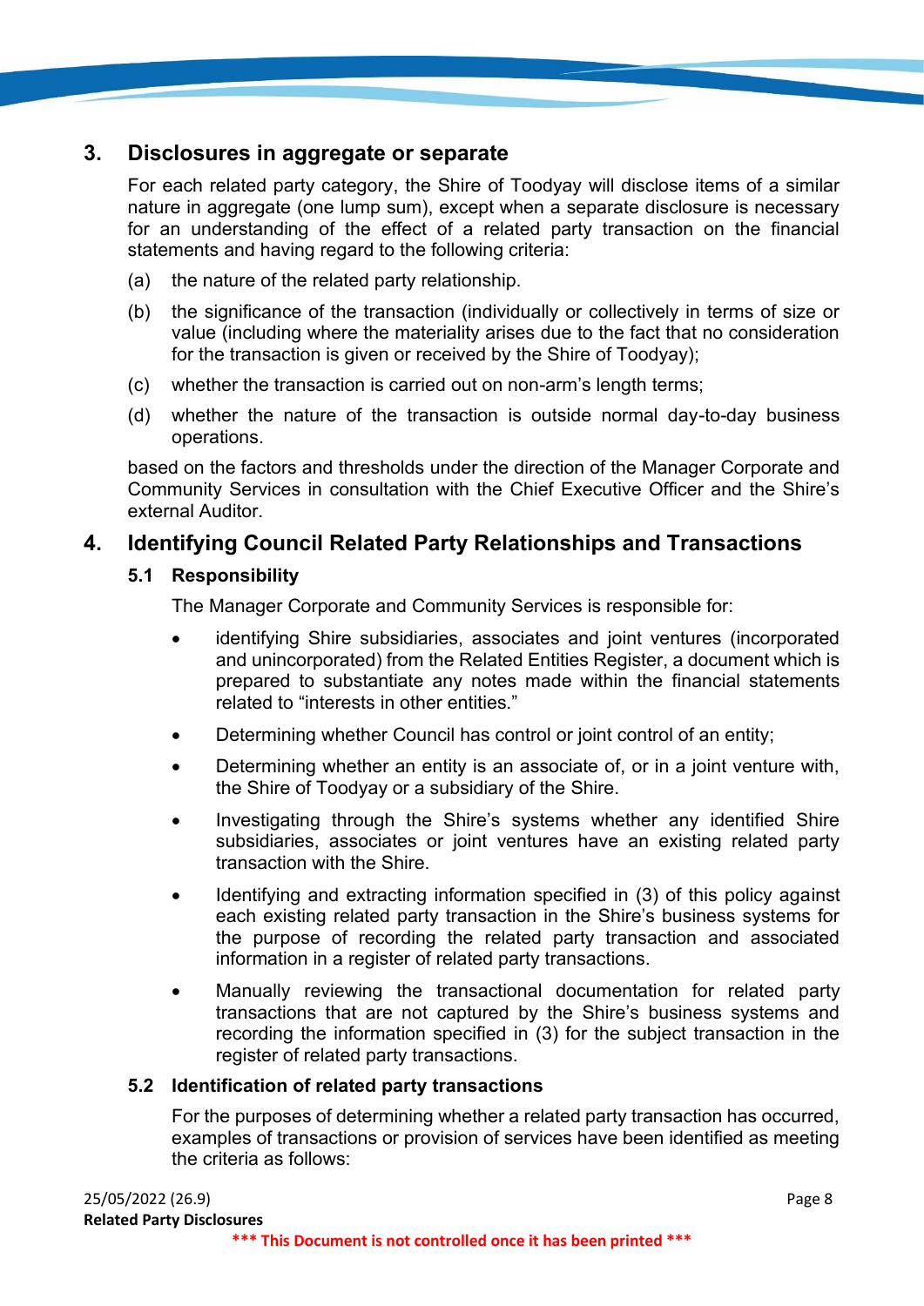## 3. Disclosures in aggregate or separate

For each related party category, the Shire of Toodyay will disclose items of a similar nature in aggregate (one lump sum), except when a separate disclosure is necessary for an understanding of the effect of a related party transaction on the financial statements and having regard to the following criteria:

(a) the nature of the related party relationship.

(b) the significance of the transaction (individually or collectively in terms of size or value (including where the materiality arises due to the fact that no consideration for the transaction is given or received by the Shire of Toodyay);

(c) whether the transaction is carried out on non-arm's length terms;

(d) whether the nature of the transaction is outside normal day-to-day business operations.

based on the factors and thresholds under the direction of the Manager Corporate and Community Services in consultation with the Chief Executive Officer and the Shire's external Auditor.

## 4. Identifying Council Related Party Relationships and Transactions

### 5.1 Responsibility

The Manager Corporate and Community Services is responsible for:

- identifying Shire subsidiaries, associates and joint ventures (incorporated and unincorporated) from the Related Entities Register, a document which is prepared to substantiate any notes made within the financial statements related to "interests in other entities."
- Determining whether Council has control or joint control of an entity;
- Determining whether an entity is an associate of, or in a joint venture with, the Shire of Toodyay or a subsidiary of the Shire.
- Investigating through the Shire's systems whether any identified Shire subsidiaries, associates or joint ventures have an existing related party transaction with the Shire.
- Identifying and extracting information specified in (3) of this policy against each existing related party transaction in the Shire's business systems for the purpose of recording the related party transaction and associated information in a register of related party transactions.
- Manually reviewing the transactional documentation for related party transactions that are not captured by the Shire's business systems and recording the information specified in (3) for the subject transaction in the register of related party transactions.

### 5.2 Identification of related party transactions

For the purposes of determining whether a related party transaction has occurred, examples of transactions or provision of services have been identified as meeting the criteria as follows: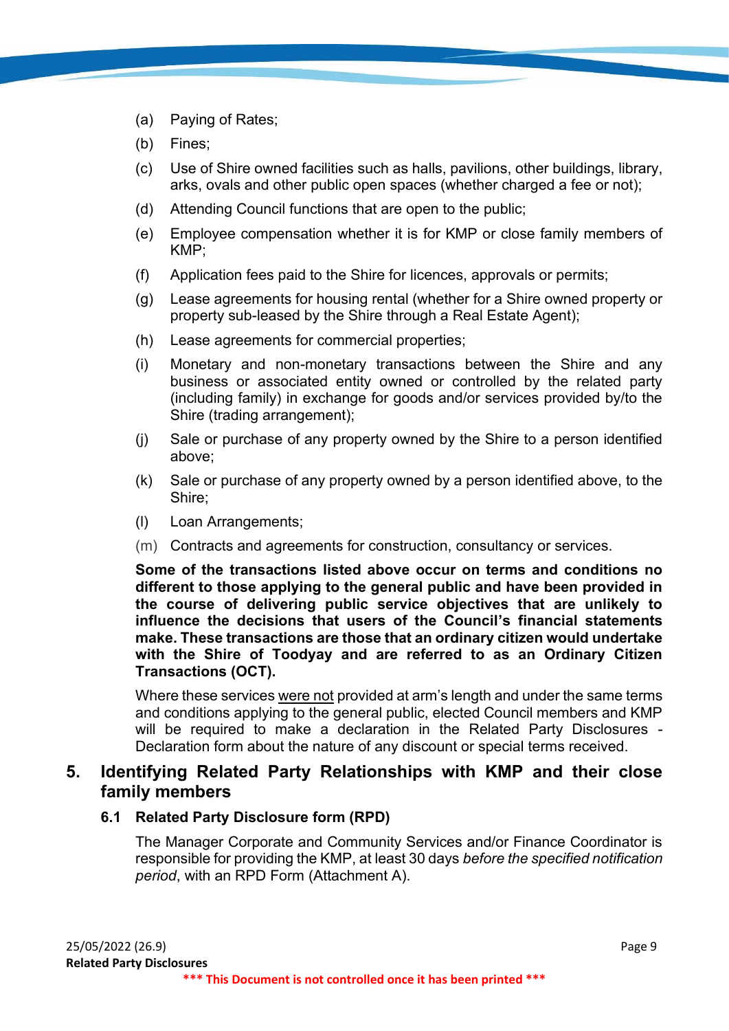(a) Paying of Rates;

(b) Fines;

(c) Use of Shire owned facilities such as halls, pavilions, other buildings, library, arks, ovals and other public open spaces (whether charged a fee or not);

(d) Attending Council functions that are open to the public;

(e) Employee compensation whether it is for KMP or close family members of KMP;

(f) Application fees paid to the Shire for licences, approvals or permits;

(g) Lease agreements for housing rental (whether for a Shire owned property or property sub-leased by the Shire through a Real Estate Agent);

(h) Lease agreements for commercial properties;

(i) Monetary and non-monetary transactions between the Shire and any business or associated entity owned or controlled by the related party (including family) in exchange for goods and/or services provided by/to the Shire (trading arrangement);

(j) Sale or purchase of any property owned by the Shire to a person identified above;

(k) Sale or purchase of any property owned by a person identified above, to the Shire;

(l) Loan Arrangements;

(m) Contracts and agreements for construction, consultancy or services.

**Some of the transactions listed above occur on terms and conditions no different to those applying to the general public and have been provided in the course of delivering public service objectives that are unlikely to influence the decisions that users of the Council's financial statements make. These transactions are those that an ordinary citizen would undertake with the Shire of Toodyay and are referred to as an Ordinary Citizen Transactions (OCT).**

Where these services <u>were not</u> provided at arm's length and under the same terms and conditions applying to the general public, elected Council members and KMP will be required to make a declaration in the Related Party Disclosures - Declaration form about the nature of any discount or special terms received.

## 5. Identifying Related Party Relationships with KMP and their close family members

### 6.1 Related Party Disclosure form (RPD)

The Manager Corporate and Community Services and/or Finance Coordinator is responsible for providing the KMP, at least 30 days *before the specified notification period*, with an RPD Form (Attachment A).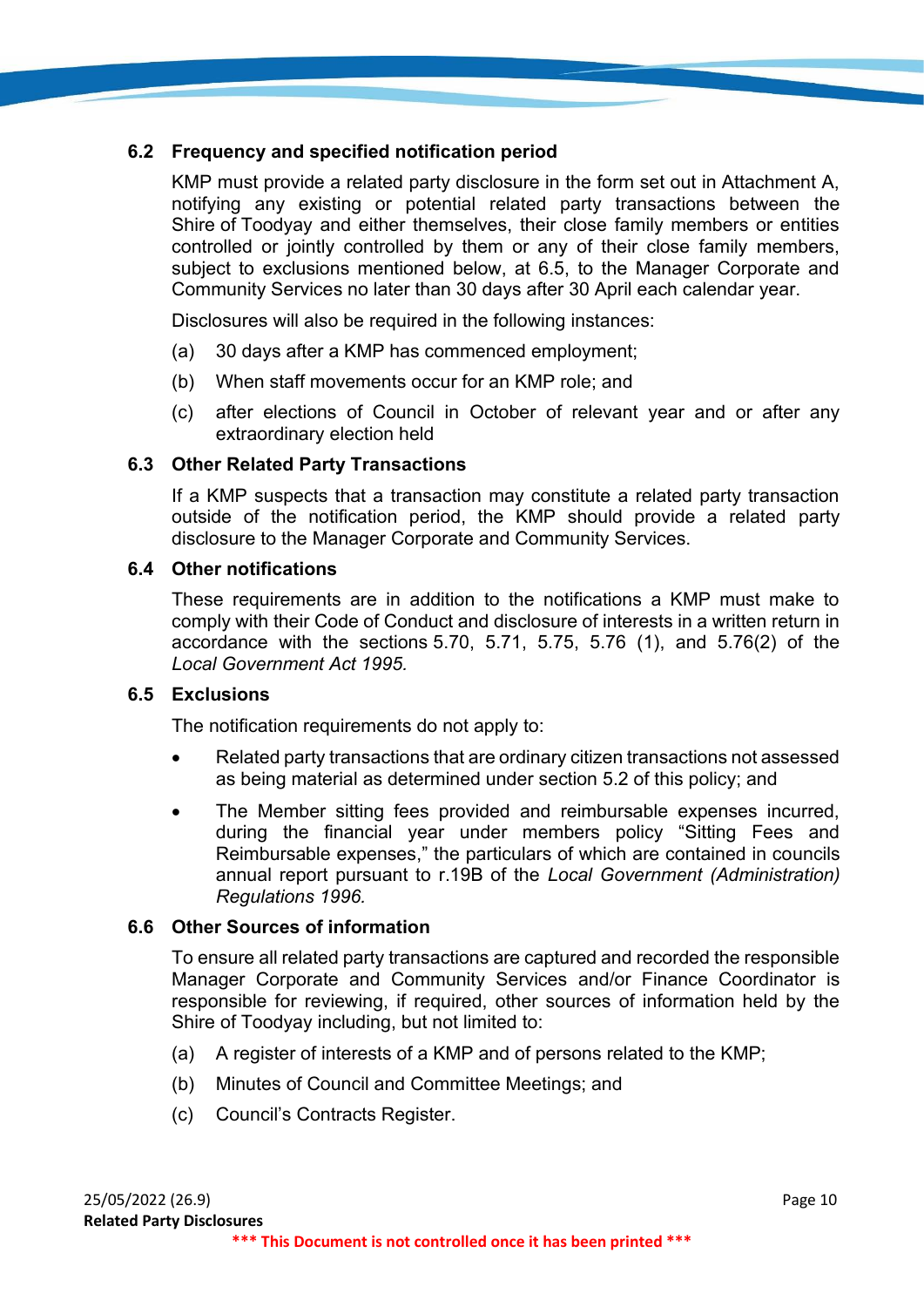### 6.2 Frequency and specified notification period

KMP must provide a related party disclosure in the form set out in Attachment A, notifying any existing or potential related party transactions between the Shire of Toodyay and either themselves, their close family members or entities controlled or jointly controlled by them or any of their close family members, subject to exclusions mentioned below, at 6.5, to the Manager Corporate and Community Services no later than 30 days after 30 April each calendar year.

Disclosures will also be required in the following instances:

(a) 30 days after a KMP has commenced employment;

(b) When staff movements occur for an KMP role; and

(c) after elections of Council in October of relevant year and or after any extraordinary election held

### 6.3 Other Related Party Transactions

If a KMP suspects that a transaction may constitute a related party transaction outside of the notification period, the KMP should provide a related party disclosure to the Manager Corporate and Community Services.

### 6.4 Other notifications

These requirements are in addition to the notifications a KMP must make to comply with their Code of Conduct and disclosure of interests in a written return in accordance with the sections 5.70, 5.71, 5.75, 5.76 (1), and 5.76(2) of the *Local Government Act 1995.*

### 6.5 Exclusions

The notification requirements do not apply to:

- Related party transactions that are ordinary citizen transactions not assessed as being material as determined under section 5.2 of this policy; and
- The Member sitting fees provided and reimbursable expenses incurred, during the financial year under members policy "Sitting Fees and Reimbursable expenses," the particulars of which are contained in councils annual report pursuant to r.19B of the *Local Government (Administration) Regulations 1996.*

### 6.6 Other Sources of information

To ensure all related party transactions are captured and recorded the responsible Manager Corporate and Community Services and/or Finance Coordinator is responsible for reviewing, if required, other sources of information held by the Shire of Toodyay including, but not limited to:

(a) A register of interests of a KMP and of persons related to the KMP;

(b) Minutes of Council and Committee Meetings; and

(c) Council's Contracts Register.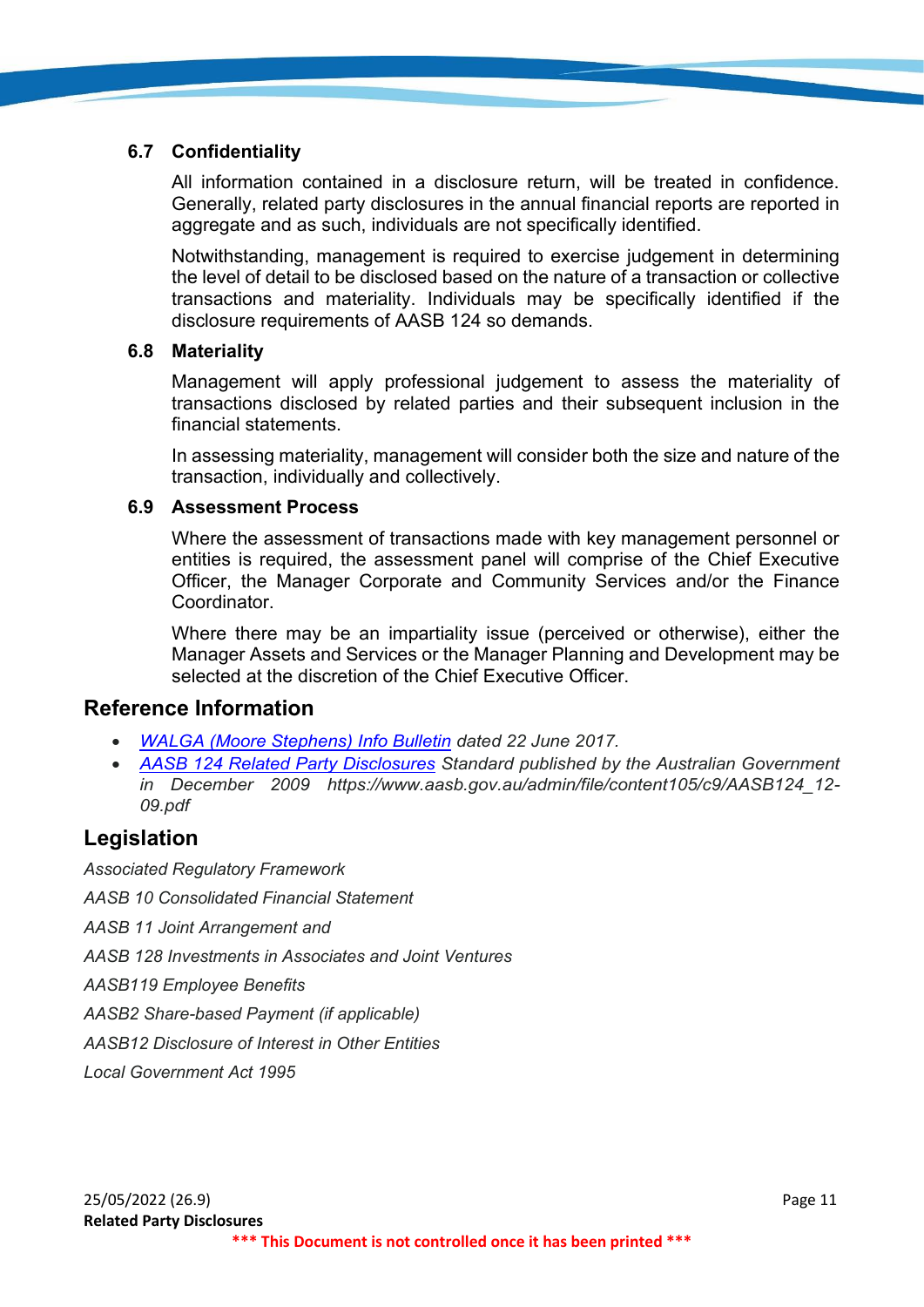### 6.7 Confidentiality

All information contained in a disclosure return, will be treated in confidence. Generally, related party disclosures in the annual financial reports are reported in aggregate and as such, individuals are not specifically identified.

Notwithstanding, management is required to exercise judgement in determining the level of detail to be disclosed based on the nature of a transaction or collective transactions and materiality. Individuals may be specifically identified if the disclosure requirements of AASB 124 so demands.

### 6.8 Materiality

Management will apply professional judgement to assess the materiality of transactions disclosed by related parties and their subsequent inclusion in the financial statements.

In assessing materiality, management will consider both the size and nature of the transaction, individually and collectively.

### 6.9 Assessment Process

Where the assessment of transactions made with key management personnel or entities is required, the assessment panel will comprise of the Chief Executive Officer, the Manager Corporate and Community Services and/or the Finance Coordinator.

Where there may be an impartiality issue (perceived or otherwise), either the Manager Assets and Services or the Manager Planning and Development may be selected at the discretion of the Chief Executive Officer.

## Reference Information

- *WALGA (Moore Stephens) Info Bulletin dated 22 June 2017.*
- *AASB 124 Related Party Disclosures Standard published by the Australian Government in December 2009 https://www.aasb.gov.au/admin/file/content105/c9/AASB124_12-09.pdf*

## Legislation

*Associated Regulatory Framework*

*AASB 10 Consolidated Financial Statement*

*AASB 11 Joint Arrangement and*

*AASB 128 Investments in Associates and Joint Ventures*

*AASB119 Employee Benefits*

*AASB2 Share-based Payment (if applicable)*

*AASB12 Disclosure of Interest in Other Entities*

*Local Government Act 1995*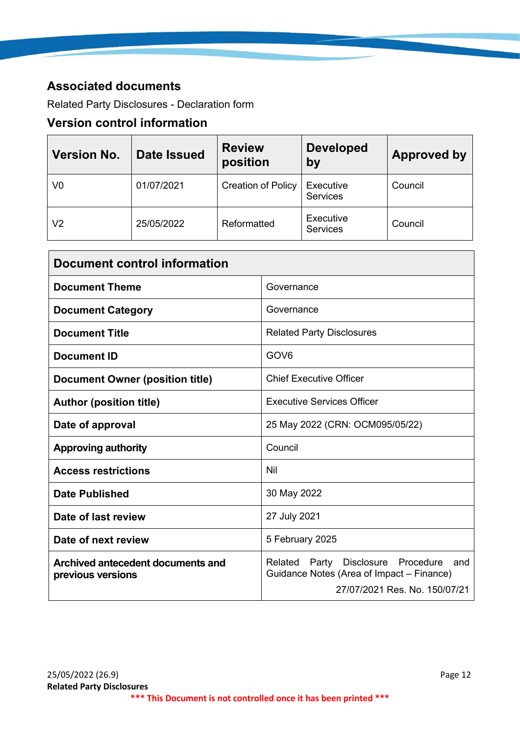## Associated documents

Related Party Disclosures - Declaration form

## Version control information

| Version No. | Date Issued | Review position | Developed by | Approved by |
|---|---|---|---|---|
| V0 | 01/07/2021 | Creation of Policy | Executive Services | Council |
| V2 | 25/05/2022 | Reformatted | Executive Services | Council |

| Document control information | |
|---|---|
| **Document Theme** | Governance |
| **Document Category** | Governance |
| **Document Title** | Related Party Disclosures |
| **Document ID** | GOV6 |
| **Document Owner (position title)** | Chief Executive Officer |
| **Author (position title)** | Executive Services Officer |
| **Date of approval** | 25 May 2022 (CRN: OCM095/05/22) |
| **Approving authority** | Council |
| **Access restrictions** | Nil |
| **Date Published** | 30 May 2022 |
| **Date of last review** | 27 July 2021 |
| **Date of next review** | 5 February 2025 |
| **Archived antecedent documents and previous versions** | Related Party Disclosure Procedure and Guidance Notes (Area of Impact – Finance) 27/07/2021 Res. No. 150/07/21 |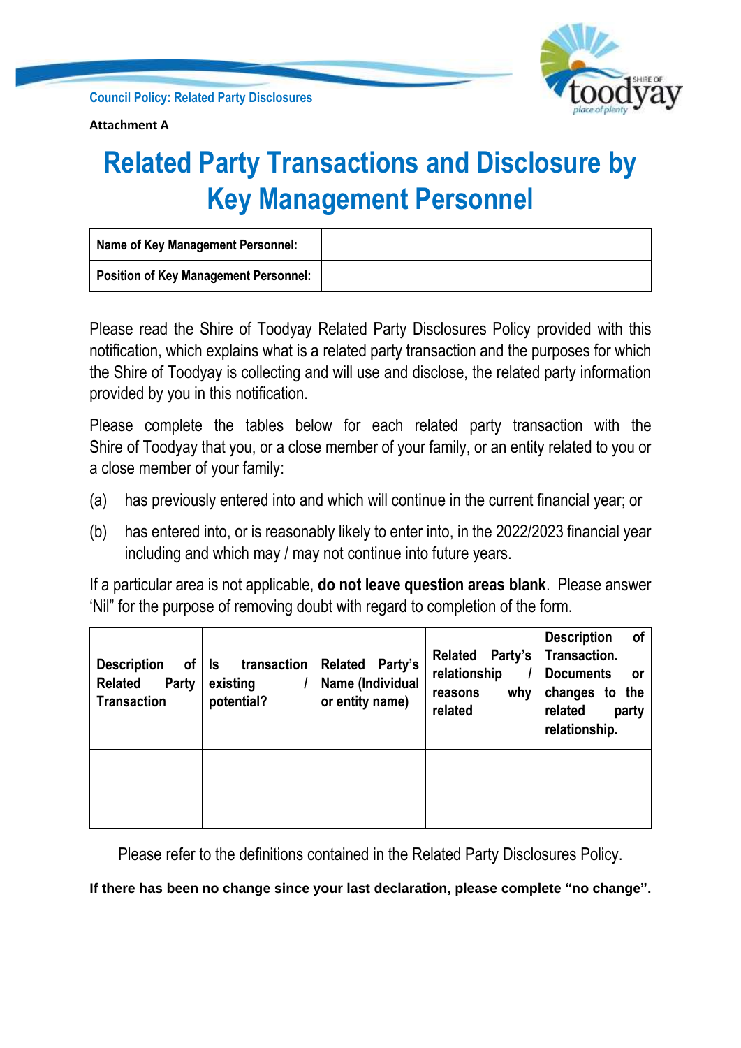Council Policy: Related Party Disclosures

**Attachment A**

# Related Party Transactions and Disclosure by Key Management Personnel

| **Name of Key Management Personnel:** | |
|---|---|
| **Position of Key Management Personnel:** | |

Please read the Shire of Toodyay Related Party Disclosures Policy provided with this notification, which explains what is a related party transaction and the purposes for which the Shire of Toodyay is collecting and will use and disclose, the related party information provided by you in this notification.

Please complete the tables below for each related party transaction with the Shire of Toodyay that you, or a close member of your family, or an entity related to you or a close member of your family:

(a) has previously entered into and which will continue in the current financial year; or

(b) has entered into, or is reasonably likely to enter into, in the 2022/2023 financial year including and which may / may not continue into future years.

If a particular area is not applicable, **do not leave question areas blank**. Please answer 'Nil" for the purpose of removing doubt with regard to completion of the form.

| **Description of Related Party Transaction** | **Is transaction existing / potential?** | **Related Party's Name (Individual or entity name)** | **Related Party's relationship / reasons why related** | **Description of Transaction. Documents or changes to the related party relationship.** |
|---|---|---|---|---|
| | | | | |

Please refer to the definitions contained in the Related Party Disclosures Policy.

**If there has been no change since your last declaration, please complete "no change".**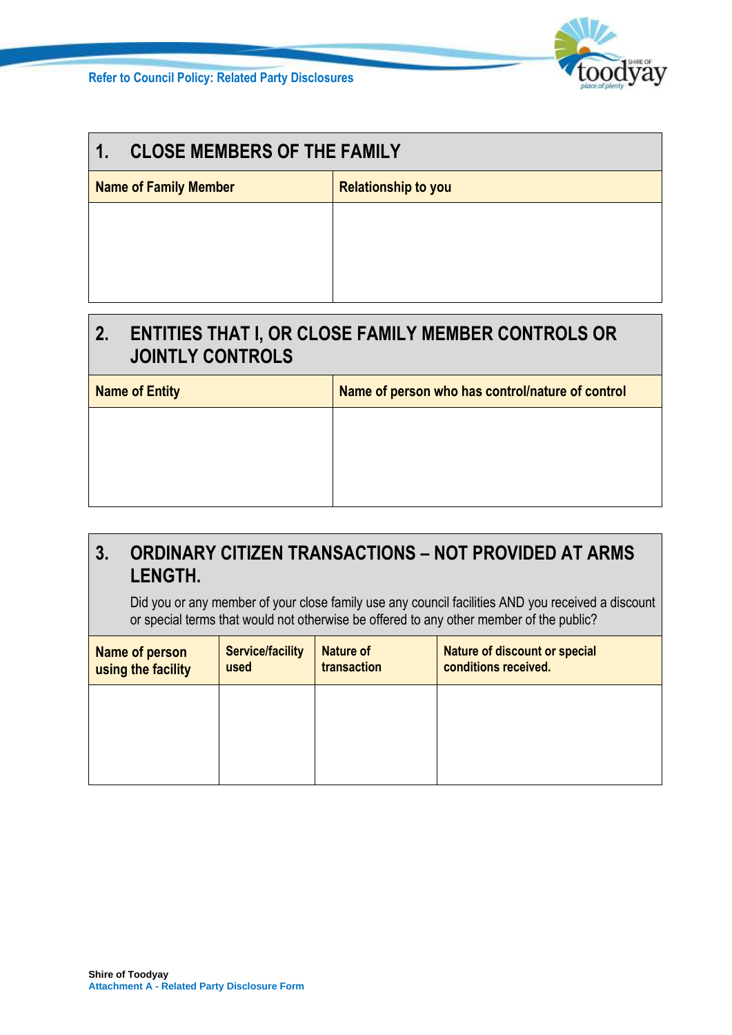Refer to Council Policy: Related Party Disclosures

## 1. CLOSE MEMBERS OF THE FAMILY

| Name of Family Member | Relationship to you |
|---|---|
| | |

## 2. ENTITIES THAT I, OR CLOSE FAMILY MEMBER CONTROLS OR JOINTLY CONTROLS

| Name of Entity | Name of person who has control/nature of control |
|---|---|
| | |

## 3. ORDINARY CITIZEN TRANSACTIONS – NOT PROVIDED AT ARMS LENGTH.

Did you or any member of your close family use any council facilities AND you received a discount or special terms that would not otherwise be offered to any other member of the public?

| Name of person using the facility | Service/facility used | Nature of transaction | Nature of discount or special conditions received. |
|---|---|---|---|
| | | | |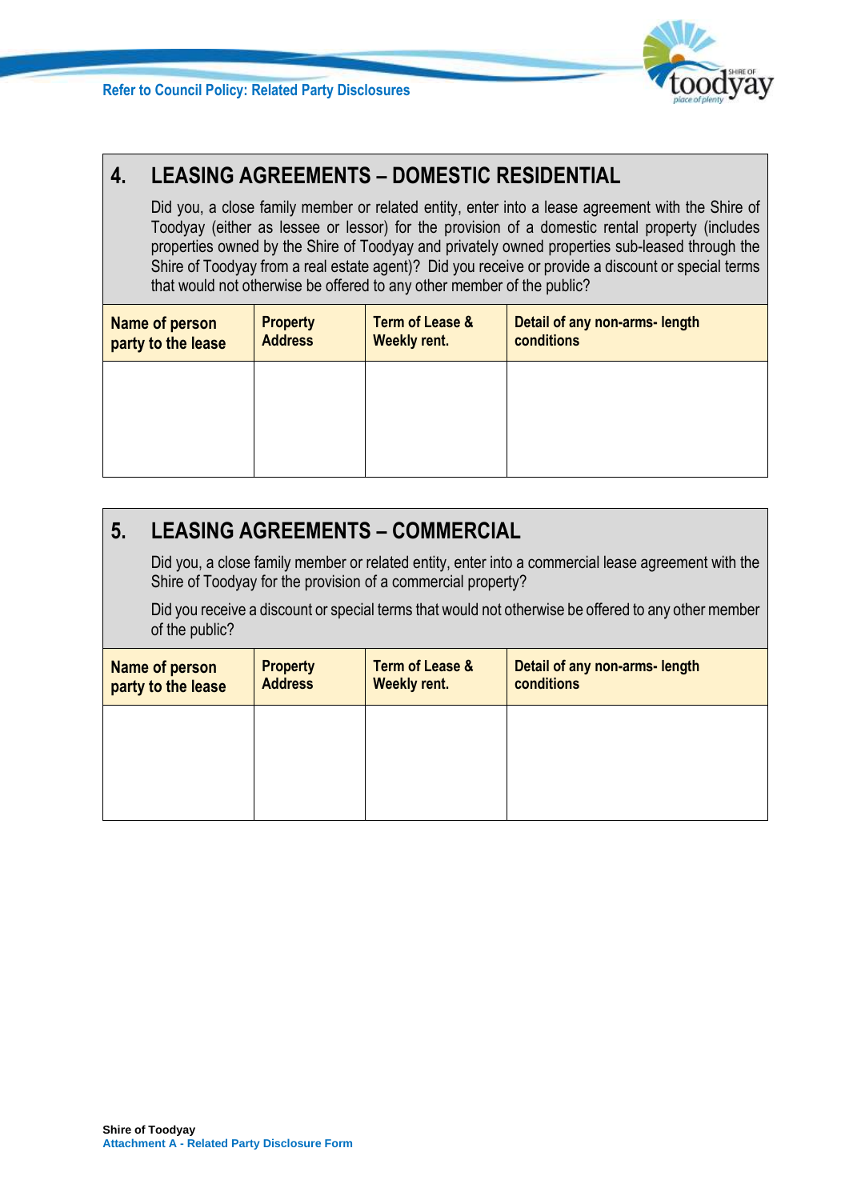Refer to Council Policy: Related Party Disclosures

## 4. LEASING AGREEMENTS – DOMESTIC RESIDENTIAL

Did you, a close family member or related entity, enter into a lease agreement with the Shire of Toodyay (either as lessee or lessor) for the provision of a domestic rental property (includes properties owned by the Shire of Toodyay and privately owned properties sub-leased through the Shire of Toodyay from a real estate agent)? Did you receive or provide a discount or special terms that would not otherwise be offered to any other member of the public?

| Name of person party to the lease | Property Address | Term of Lease & Weekly rent. | Detail of any non-arms- length conditions |
|---|---|---|---|
| | | | |

## 5. LEASING AGREEMENTS – COMMERCIAL

Did you, a close family member or related entity, enter into a commercial lease agreement with the Shire of Toodyay for the provision of a commercial property?

Did you receive a discount or special terms that would not otherwise be offered to any other member of the public?

| Name of person party to the lease | Property Address | Term of Lease & Weekly rent. | Detail of any non-arms- length conditions |
|---|---|---|---|
| | | | |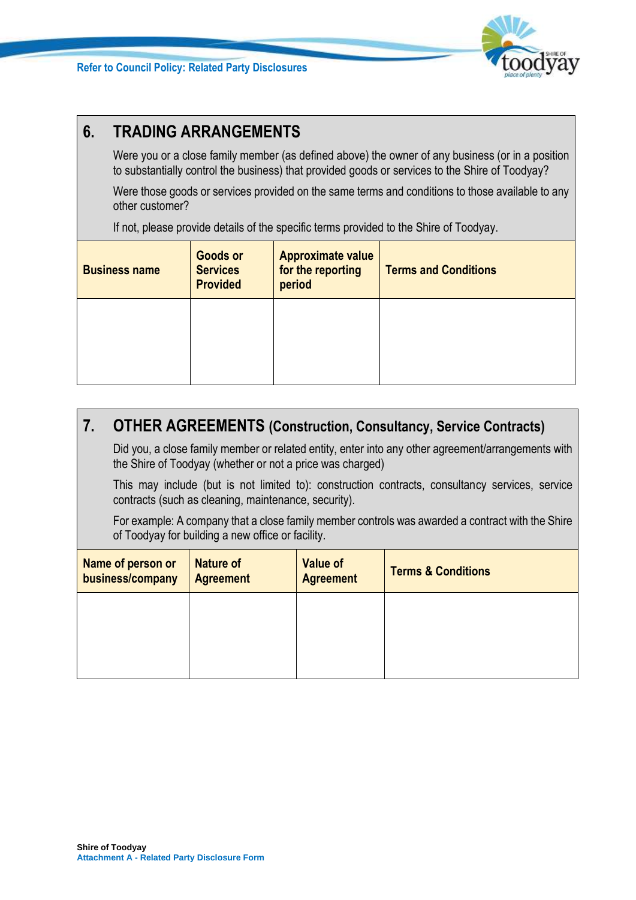## 6. TRADING ARRANGEMENTS

Were you or a close family member (as defined above) the owner of any business (or in a position to substantially control the business) that provided goods or services to the Shire of Toodyay?

Were those goods or services provided on the same terms and conditions to those available to any other customer?

If not, please provide details of the specific terms provided to the Shire of Toodyay.

| Business name | Goods or Services Provided | Approximate value for the reporting period | Terms and Conditions |
|---|---|---|---|
| | | | |

## 7. OTHER AGREEMENTS (Construction, Consultancy, Service Contracts)

Did you, a close family member or related entity, enter into any other agreement/arrangements with the Shire of Toodyay (whether or not a price was charged)

This may include (but is not limited to): construction contracts, consultancy services, service contracts (such as cleaning, maintenance, security).

For example: A company that a close family member controls was awarded a contract with the Shire of Toodyay for building a new office or facility.

| Name of person or business/company | Nature of Agreement | Value of Agreement | Terms & Conditions |
|---|---|---|---|
| | | | |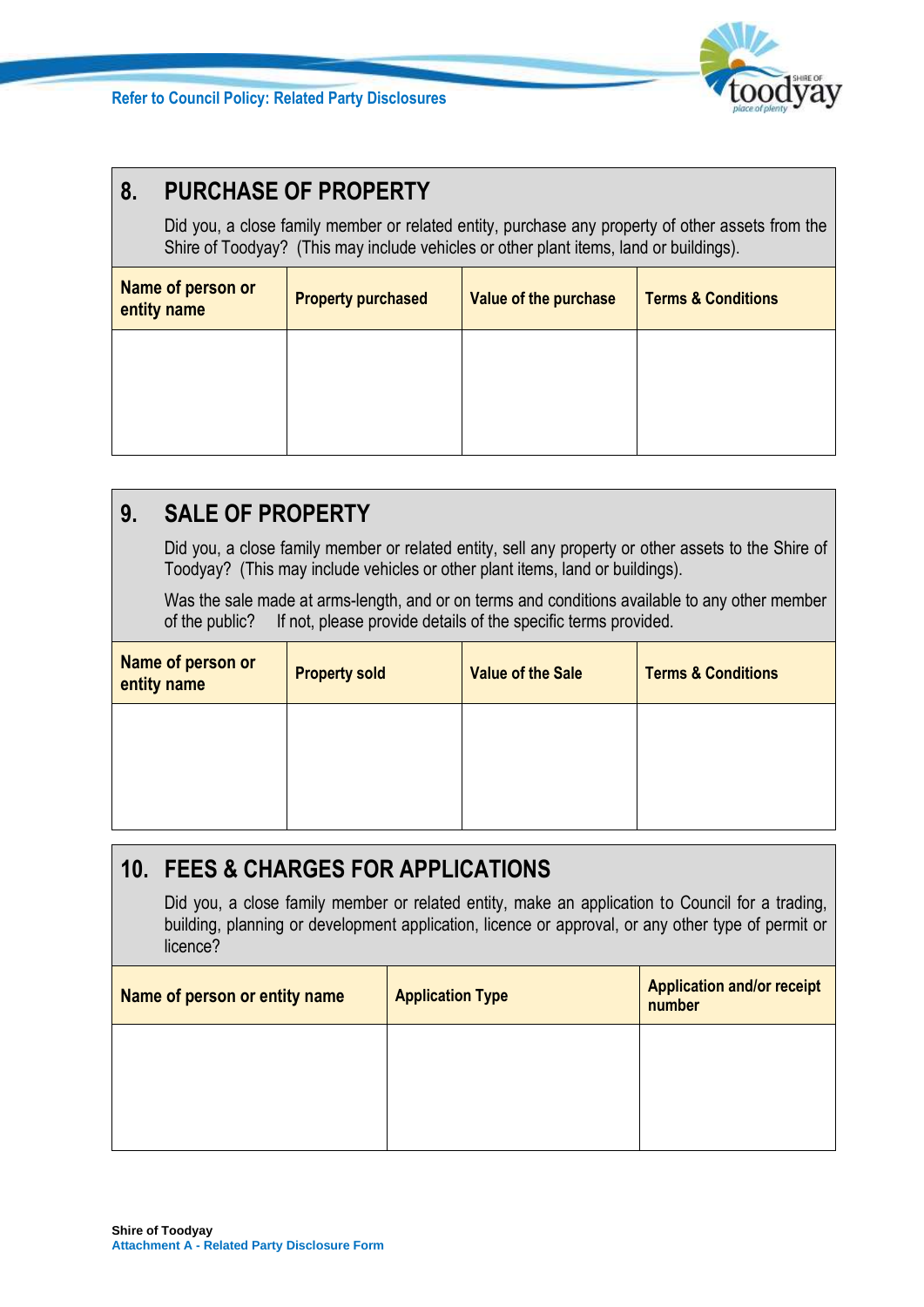## 8. PURCHASE OF PROPERTY

Did you, a close family member or related entity, purchase any property of other assets from the Shire of Toodyay? (This may include vehicles or other plant items, land or buildings).

| Name of person or entity name | Property purchased | Value of the purchase | Terms & Conditions |
|---|---|---|---|
| | | | |

## 9. SALE OF PROPERTY

Did you, a close family member or related entity, sell any property or other assets to the Shire of Toodyay? (This may include vehicles or other plant items, land or buildings).

Was the sale made at arms-length, and or on terms and conditions available to any other member of the public? If not, please provide details of the specific terms provided.

| Name of person or entity name | Property sold | Value of the Sale | Terms & Conditions |
|---|---|---|---|
| | | | |

## 10. FEES & CHARGES FOR APPLICATIONS

Did you, a close family member or related entity, make an application to Council for a trading, building, planning or development application, licence or approval, or any other type of permit or licence?

| Name of person or entity name | Application Type | Application and/or receipt number |
|---|---|---|
| | | |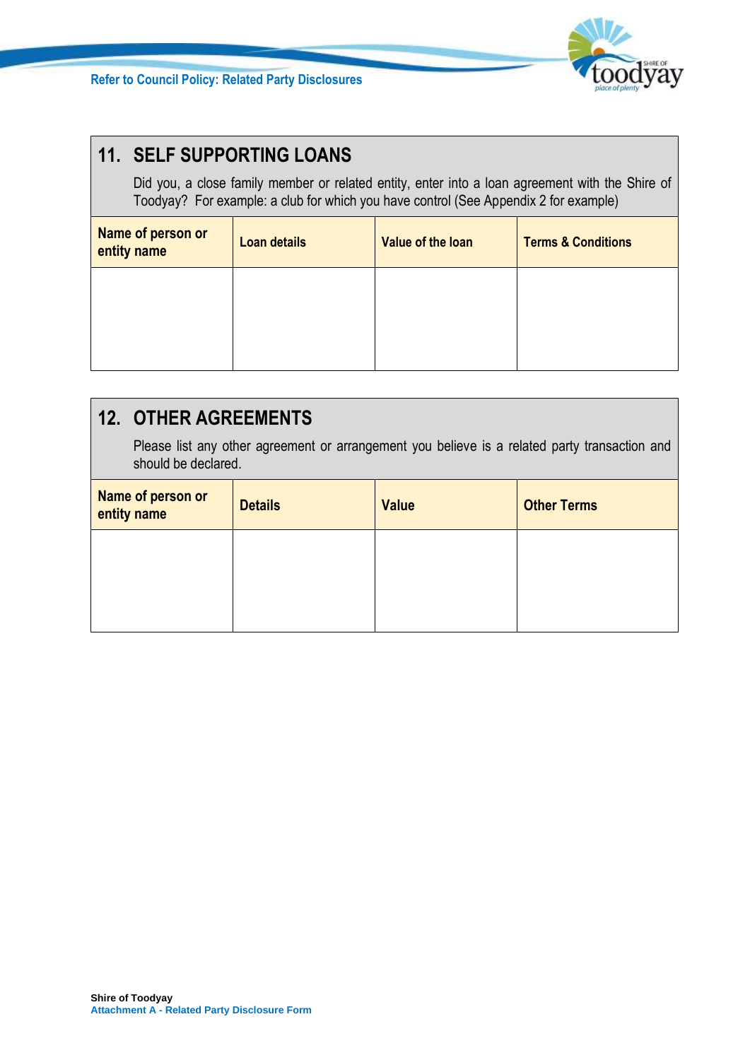## 11. SELF SUPPORTING LOANS

Did you, a close family member or related entity, enter into a loan agreement with the Shire of Toodyay? For example: a club for which you have control (See Appendix 2 for example)

| Name of person or entity name | Loan details | Value of the loan | Terms & Conditions |
|---|---|---|---|
| | | | |

## 12. OTHER AGREEMENTS

Please list any other agreement or arrangement you believe is a related party transaction and should be declared.

| Name of person or entity name | Details | Value | Other Terms |
|---|---|---|---|
| | | | |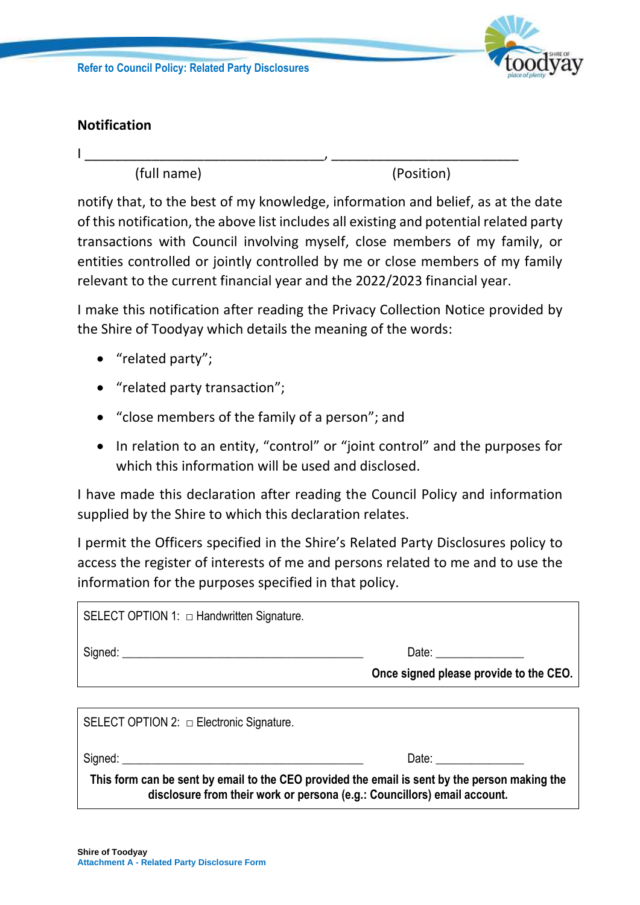Refer to Council Policy: Related Party Disclosures

## Notification

I \_\_\_\_\_\_\_\_\_\_\_\_\_\_\_\_\_\_\_\_\_\_\_\_\_\_\_\_\_\_\_\_\_\_\_\_, \_\_\_\_\_\_\_\_\_\_\_\_\_\_\_\_\_\_\_\_\_\_\_\_\_\_\_\_

(full name) (Position)

notify that, to the best of my knowledge, information and belief, as at the date of this notification, the above list includes all existing and potential related party transactions with Council involving myself, close members of my family, or entities controlled or jointly controlled by me or close members of my family relevant to the current financial year and the 2022/2023 financial year.

I make this notification after reading the Privacy Collection Notice provided by the Shire of Toodyay which details the meaning of the words:

- "related party";
- "related party transaction";
- "close members of the family of a person"; and
- In relation to an entity, "control" or "joint control" and the purposes for which this information will be used and disclosed.

I have made this declaration after reading the Council Policy and information supplied by the Shire to which this declaration relates.

I permit the Officers specified in the Shire's Related Party Disclosures policy to access the register of interests of me and persons related to me and to use the information for the purposes specified in that policy.

SELECT OPTION 1: □ Handwritten Signature.

Signed: \_\_\_\_\_\_\_\_\_\_\_\_\_\_\_\_\_\_\_\_\_\_\_\_\_\_\_\_\_\_\_\_\_\_\_\_\_\_\_\_ Date: \_\_\_\_\_\_\_\_\_\_\_\_\_\_\_

**Once signed please provide to the CEO.**

SELECT OPTION 2: □ Electronic Signature.

Signed: \_\_\_\_\_\_\_\_\_\_\_\_\_\_\_\_\_\_\_\_\_\_\_\_\_\_\_\_\_\_\_\_\_\_\_\_\_\_\_\_ Date: \_\_\_\_\_\_\_\_\_\_\_\_\_\_\_

**This form can be sent by email to the CEO provided the email is sent by the person making the disclosure from their work or persona (e.g.: Councillors) email account.**

**Shire of Toodyay**
**Attachment A - Related Party Disclosure Form**